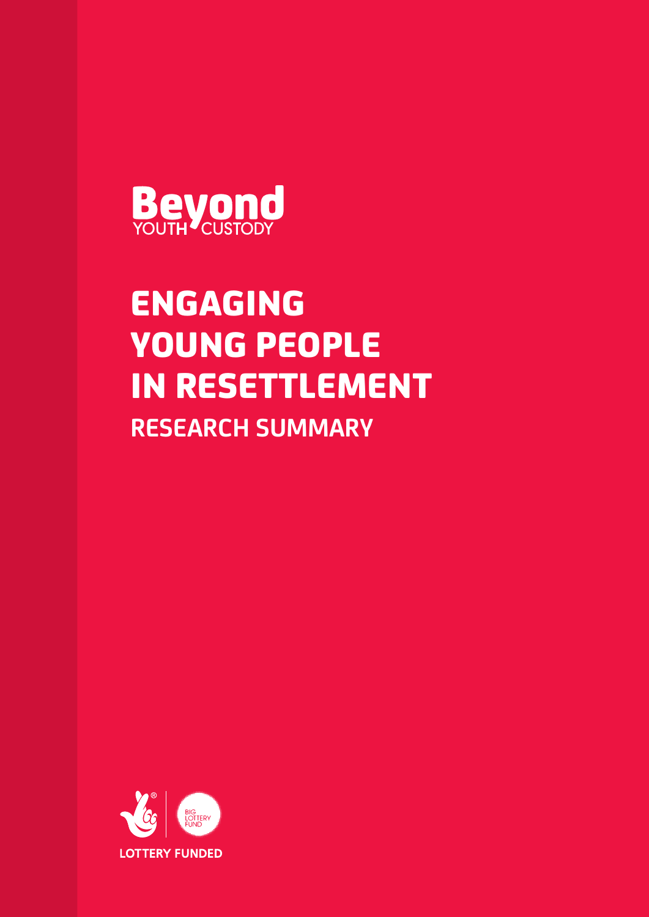Beyond
YOUTH CUSTODY

# ENGAGING YOUNG PEOPLE IN RESETTLEMENT

## RESEARCH SUMMARY

BIG LOTTERY FUND

LOTTERY FUNDED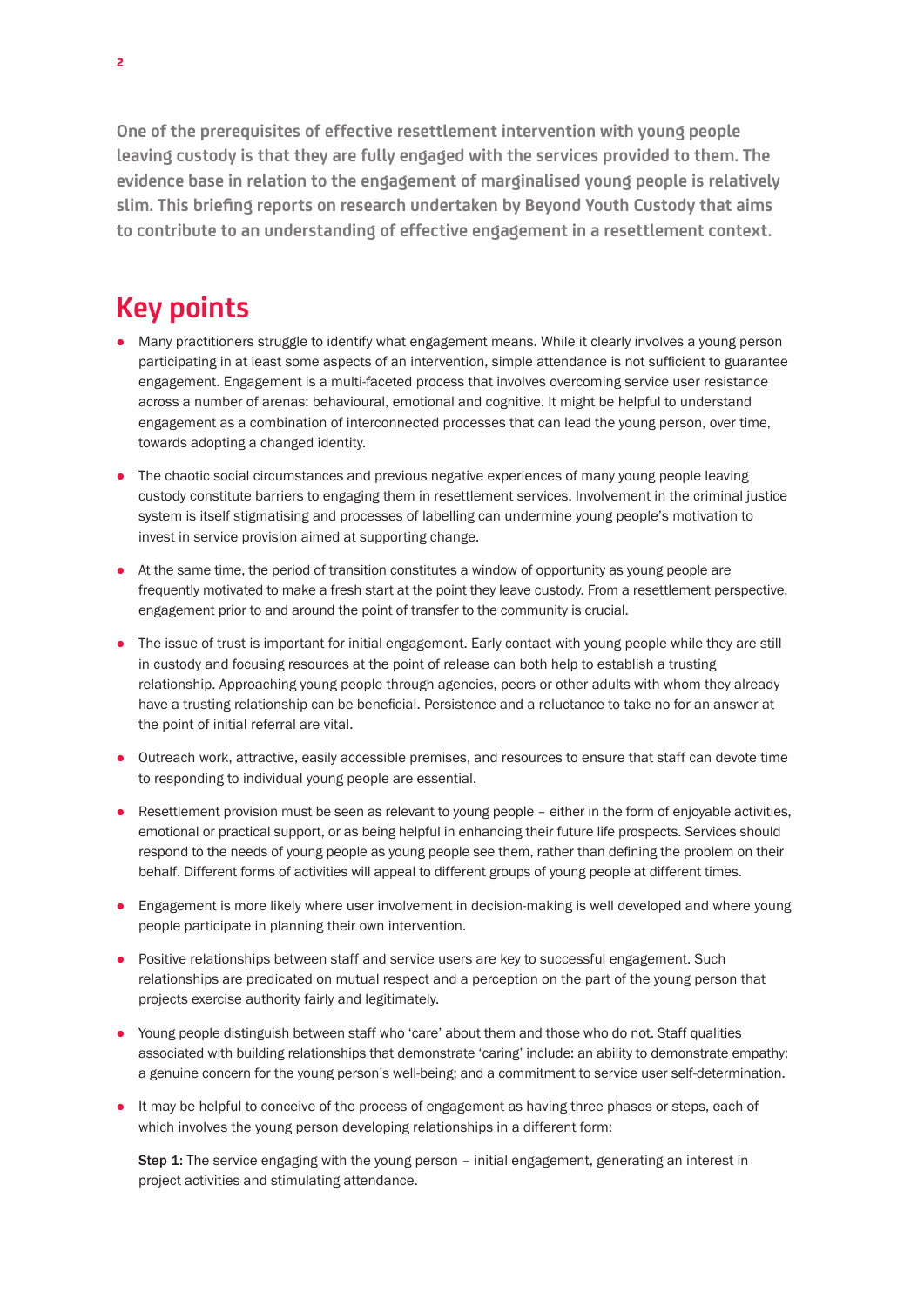**One of the prerequisites of effective resettlement intervention with young people leaving custody is that they are fully engaged with the services provided to them. The evidence base in relation to the engagement of marginalised young people is relatively slim. This briefing reports on research undertaken by Beyond Youth Custody that aims to contribute to an understanding of effective engagement in a resettlement context.**

## Key points

- Many practitioners struggle to identify what engagement means. While it clearly involves a young person participating in at least some aspects of an intervention, simple attendance is not sufficient to guarantee engagement. Engagement is a multi-faceted process that involves overcoming service user resistance across a number of arenas: behavioural, emotional and cognitive. It might be helpful to understand engagement as a combination of interconnected processes that can lead the young person, over time, towards adopting a changed identity.

- The chaotic social circumstances and previous negative experiences of many young people leaving custody constitute barriers to engaging them in resettlement services. Involvement in the criminal justice system is itself stigmatising and processes of labelling can undermine young people's motivation to invest in service provision aimed at supporting change.

- At the same time, the period of transition constitutes a window of opportunity as young people are frequently motivated to make a fresh start at the point they leave custody. From a resettlement perspective, engagement prior to and around the point of transfer to the community is crucial.

- The issue of trust is important for initial engagement. Early contact with young people while they are still in custody and focusing resources at the point of release can both help to establish a trusting relationship. Approaching young people through agencies, peers or other adults with whom they already have a trusting relationship can be beneficial. Persistence and a reluctance to take no for an answer at the point of initial referral are vital.

- Outreach work, attractive, easily accessible premises, and resources to ensure that staff can devote time to responding to individual young people are essential.

- Resettlement provision must be seen as relevant to young people – either in the form of enjoyable activities, emotional or practical support, or as being helpful in enhancing their future life prospects. Services should respond to the needs of young people as young people see them, rather than defining the problem on their behalf. Different forms of activities will appeal to different groups of young people at different times.

- Engagement is more likely where user involvement in decision-making is well developed and where young people participate in planning their own intervention.

- Positive relationships between staff and service users are key to successful engagement. Such relationships are predicated on mutual respect and a perception on the part of the young person that projects exercise authority fairly and legitimately.

- Young people distinguish between staff who 'care' about them and those who do not. Staff qualities associated with building relationships that demonstrate 'caring' include: an ability to demonstrate empathy; a genuine concern for the young person's well-being; and a commitment to service user self-determination.

- It may be helpful to conceive of the process of engagement as having three phases or steps, each of which involves the young person developing relationships in a different form:

  **Step 1:** The service engaging with the young person – initial engagement, generating an interest in project activities and stimulating attendance.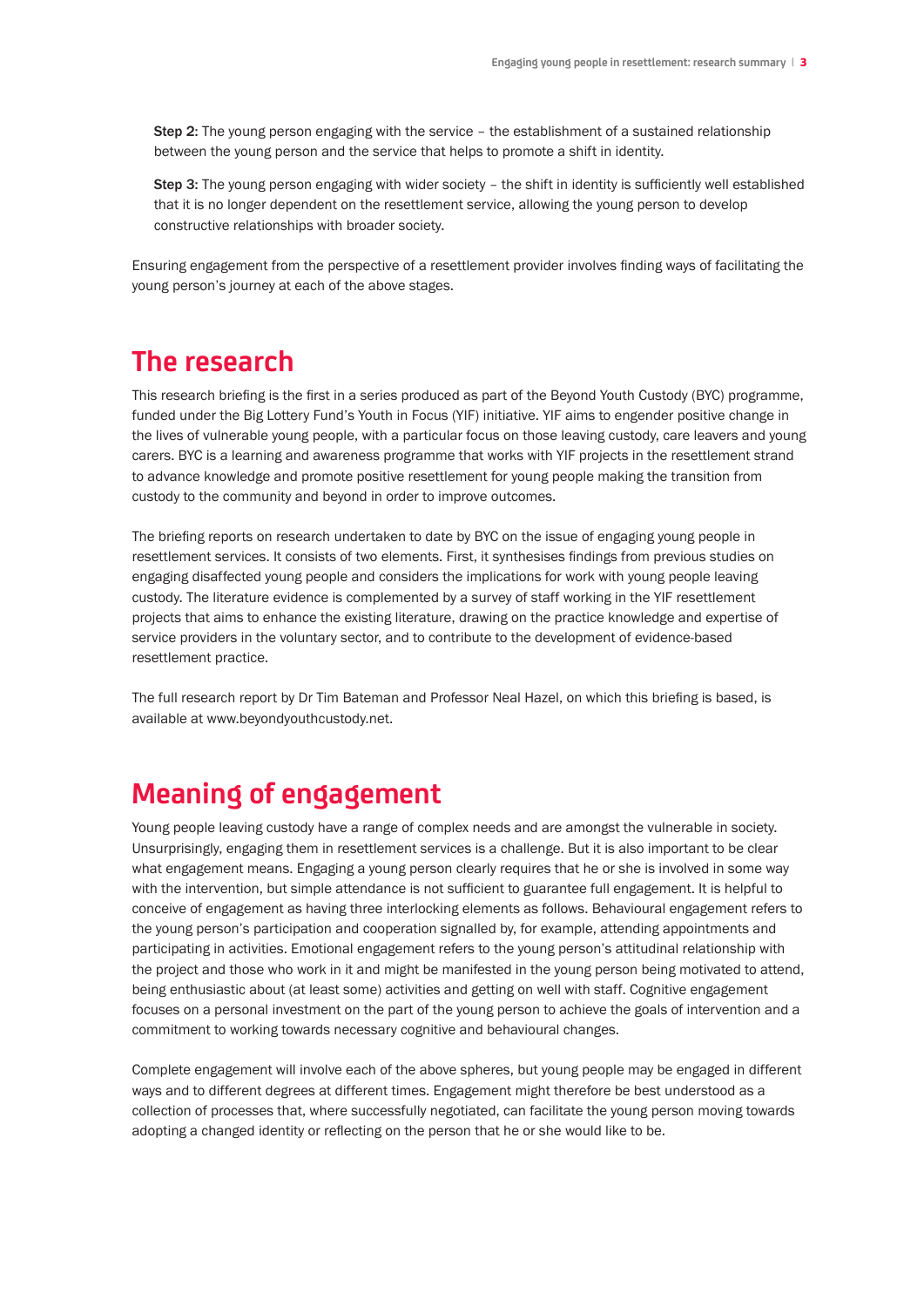**Step 2:** The young person engaging with the service – the establishment of a sustained relationship between the young person and the service that helps to promote a shift in identity.

**Step 3:** The young person engaging with wider society – the shift in identity is sufficiently well established that it is no longer dependent on the resettlement service, allowing the young person to develop constructive relationships with broader society.

Ensuring engagement from the perspective of a resettlement provider involves finding ways of facilitating the young person's journey at each of the above stages.

## The research

This research briefing is the first in a series produced as part of the Beyond Youth Custody (BYC) programme, funded under the Big Lottery Fund's Youth in Focus (YIF) initiative. YIF aims to engender positive change in the lives of vulnerable young people, with a particular focus on those leaving custody, care leavers and young carers. BYC is a learning and awareness programme that works with YIF projects in the resettlement strand to advance knowledge and promote positive resettlement for young people making the transition from custody to the community and beyond in order to improve outcomes.

The briefing reports on research undertaken to date by BYC on the issue of engaging young people in resettlement services. It consists of two elements. First, it synthesises findings from previous studies on engaging disaffected young people and considers the implications for work with young people leaving custody. The literature evidence is complemented by a survey of staff working in the YIF resettlement projects that aims to enhance the existing literature, drawing on the practice knowledge and expertise of service providers in the voluntary sector, and to contribute to the development of evidence-based resettlement practice.

The full research report by Dr Tim Bateman and Professor Neal Hazel, on which this briefing is based, is available at www.beyondyouthcustody.net.

## Meaning of engagement

Young people leaving custody have a range of complex needs and are amongst the vulnerable in society. Unsurprisingly, engaging them in resettlement services is a challenge. But it is also important to be clear what engagement means. Engaging a young person clearly requires that he or she is involved in some way with the intervention, but simple attendance is not sufficient to guarantee full engagement. It is helpful to conceive of engagement as having three interlocking elements as follows. Behavioural engagement refers to the young person's participation and cooperation signalled by, for example, attending appointments and participating in activities. Emotional engagement refers to the young person's attitudinal relationship with the project and those who work in it and might be manifested in the young person being motivated to attend, being enthusiastic about (at least some) activities and getting on well with staff. Cognitive engagement focuses on a personal investment on the part of the young person to achieve the goals of intervention and a commitment to working towards necessary cognitive and behavioural changes.

Complete engagement will involve each of the above spheres, but young people may be engaged in different ways and to different degrees at different times. Engagement might therefore be best understood as a collection of processes that, where successfully negotiated, can facilitate the young person moving towards adopting a changed identity or reflecting on the person that he or she would like to be.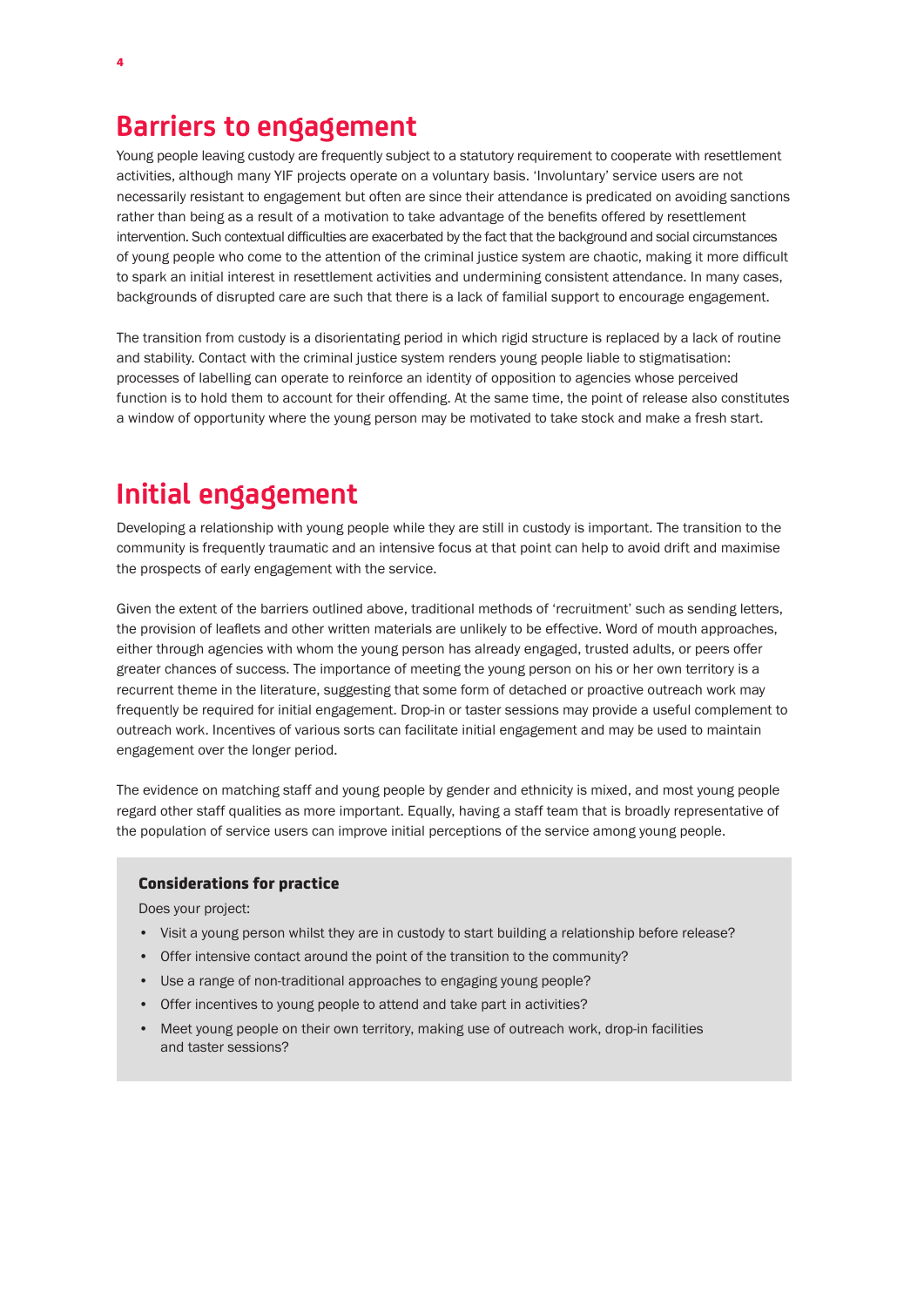## Barriers to engagement

Young people leaving custody are frequently subject to a statutory requirement to cooperate with resettlement activities, although many YIF projects operate on a voluntary basis. 'Involuntary' service users are not necessarily resistant to engagement but often are since their attendance is predicated on avoiding sanctions rather than being as a result of a motivation to take advantage of the benefits offered by resettlement intervention. Such contextual difficulties are exacerbated by the fact that the background and social circumstances of young people who come to the attention of the criminal justice system are chaotic, making it more difficult to spark an initial interest in resettlement activities and undermining consistent attendance. In many cases, backgrounds of disrupted care are such that there is a lack of familial support to encourage engagement.

The transition from custody is a disorientating period in which rigid structure is replaced by a lack of routine and stability. Contact with the criminal justice system renders young people liable to stigmatisation: processes of labelling can operate to reinforce an identity of opposition to agencies whose perceived function is to hold them to account for their offending. At the same time, the point of release also constitutes a window of opportunity where the young person may be motivated to take stock and make a fresh start.

## Initial engagement

Developing a relationship with young people while they are still in custody is important. The transition to the community is frequently traumatic and an intensive focus at that point can help to avoid drift and maximise the prospects of early engagement with the service.

Given the extent of the barriers outlined above, traditional methods of 'recruitment' such as sending letters, the provision of leaflets and other written materials are unlikely to be effective. Word of mouth approaches, either through agencies with whom the young person has already engaged, trusted adults, or peers offer greater chances of success. The importance of meeting the young person on his or her own territory is a recurrent theme in the literature, suggesting that some form of detached or proactive outreach work may frequently be required for initial engagement. Drop-in or taster sessions may provide a useful complement to outreach work. Incentives of various sorts can facilitate initial engagement and may be used to maintain engagement over the longer period.

The evidence on matching staff and young people by gender and ethnicity is mixed, and most young people regard other staff qualities as more important. Equally, having a staff team that is broadly representative of the population of service users can improve initial perceptions of the service among young people.

#### Considerations for practice

Does your project:

- Visit a young person whilst they are in custody to start building a relationship before release?
- Offer intensive contact around the point of the transition to the community?
- Use a range of non-traditional approaches to engaging young people?
- Offer incentives to young people to attend and take part in activities?
- Meet young people on their own territory, making use of outreach work, drop-in facilities and taster sessions?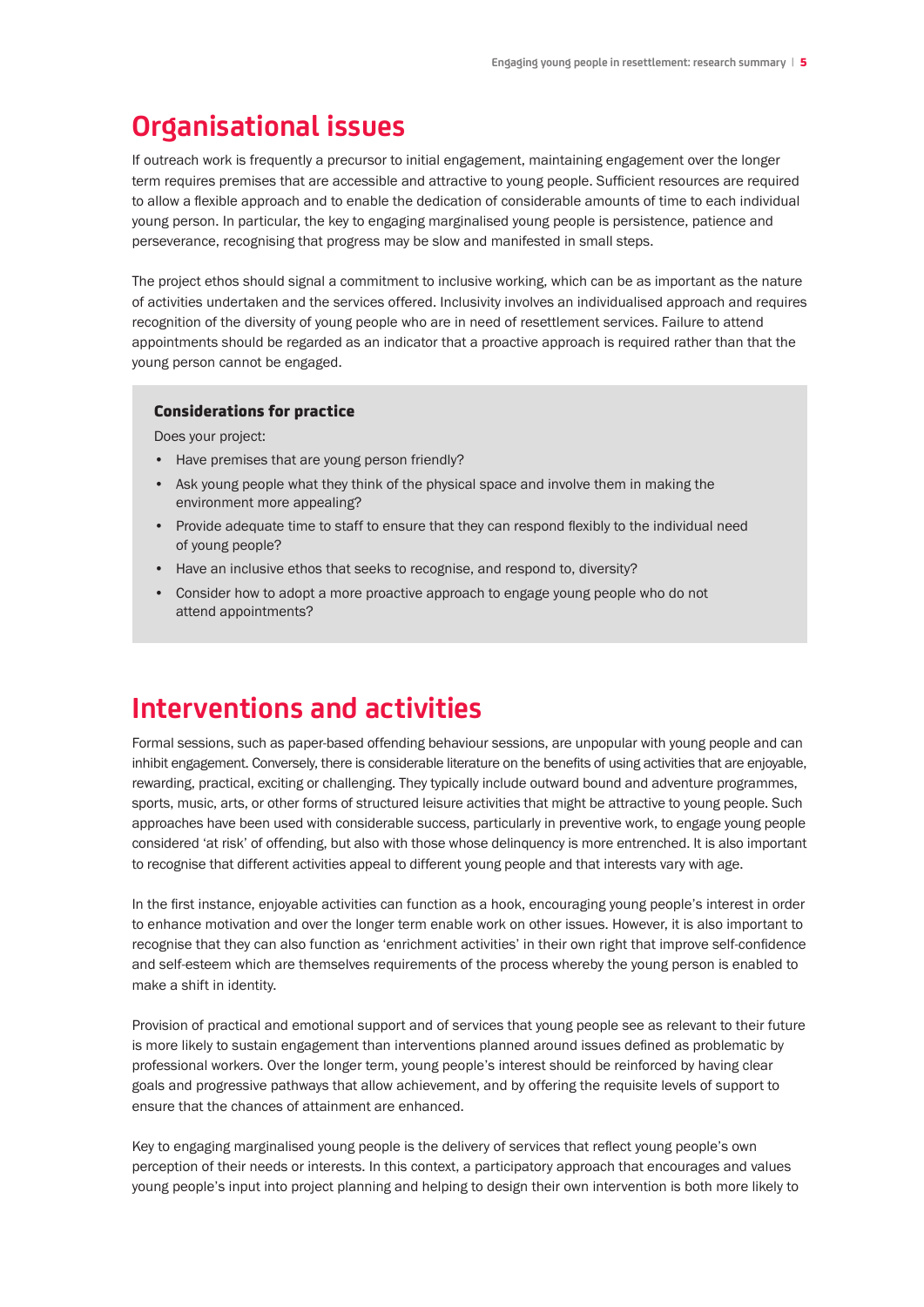## Organisational issues

If outreach work is frequently a precursor to initial engagement, maintaining engagement over the longer term requires premises that are accessible and attractive to young people. Sufficient resources are required to allow a flexible approach and to enable the dedication of considerable amounts of time to each individual young person. In particular, the key to engaging marginalised young people is persistence, patience and perseverance, recognising that progress may be slow and manifested in small steps.

The project ethos should signal a commitment to inclusive working, which can be as important as the nature of activities undertaken and the services offered. Inclusivity involves an individualised approach and requires recognition of the diversity of young people who are in need of resettlement services. Failure to attend appointments should be regarded as an indicator that a proactive approach is required rather than that the young person cannot be engaged.

### Considerations for practice

Does your project:

- Have premises that are young person friendly?
- Ask young people what they think of the physical space and involve them in making the environment more appealing?
- Provide adequate time to staff to ensure that they can respond flexibly to the individual need of young people?
- Have an inclusive ethos that seeks to recognise, and respond to, diversity?
- Consider how to adopt a more proactive approach to engage young people who do not attend appointments?

## Interventions and activities

Formal sessions, such as paper-based offending behaviour sessions, are unpopular with young people and can inhibit engagement. Conversely, there is considerable literature on the benefits of using activities that are enjoyable, rewarding, practical, exciting or challenging. They typically include outward bound and adventure programmes, sports, music, arts, or other forms of structured leisure activities that might be attractive to young people. Such approaches have been used with considerable success, particularly in preventive work, to engage young people considered 'at risk' of offending, but also with those whose delinquency is more entrenched. It is also important to recognise that different activities appeal to different young people and that interests vary with age.

In the first instance, enjoyable activities can function as a hook, encouraging young people's interest in order to enhance motivation and over the longer term enable work on other issues. However, it is also important to recognise that they can also function as 'enrichment activities' in their own right that improve self-confidence and self-esteem which are themselves requirements of the process whereby the young person is enabled to make a shift in identity.

Provision of practical and emotional support and of services that young people see as relevant to their future is more likely to sustain engagement than interventions planned around issues defined as problematic by professional workers. Over the longer term, young people's interest should be reinforced by having clear goals and progressive pathways that allow achievement, and by offering the requisite levels of support to ensure that the chances of attainment are enhanced.

Key to engaging marginalised young people is the delivery of services that reflect young people's own perception of their needs or interests. In this context, a participatory approach that encourages and values young people's input into project planning and helping to design their own intervention is both more likely to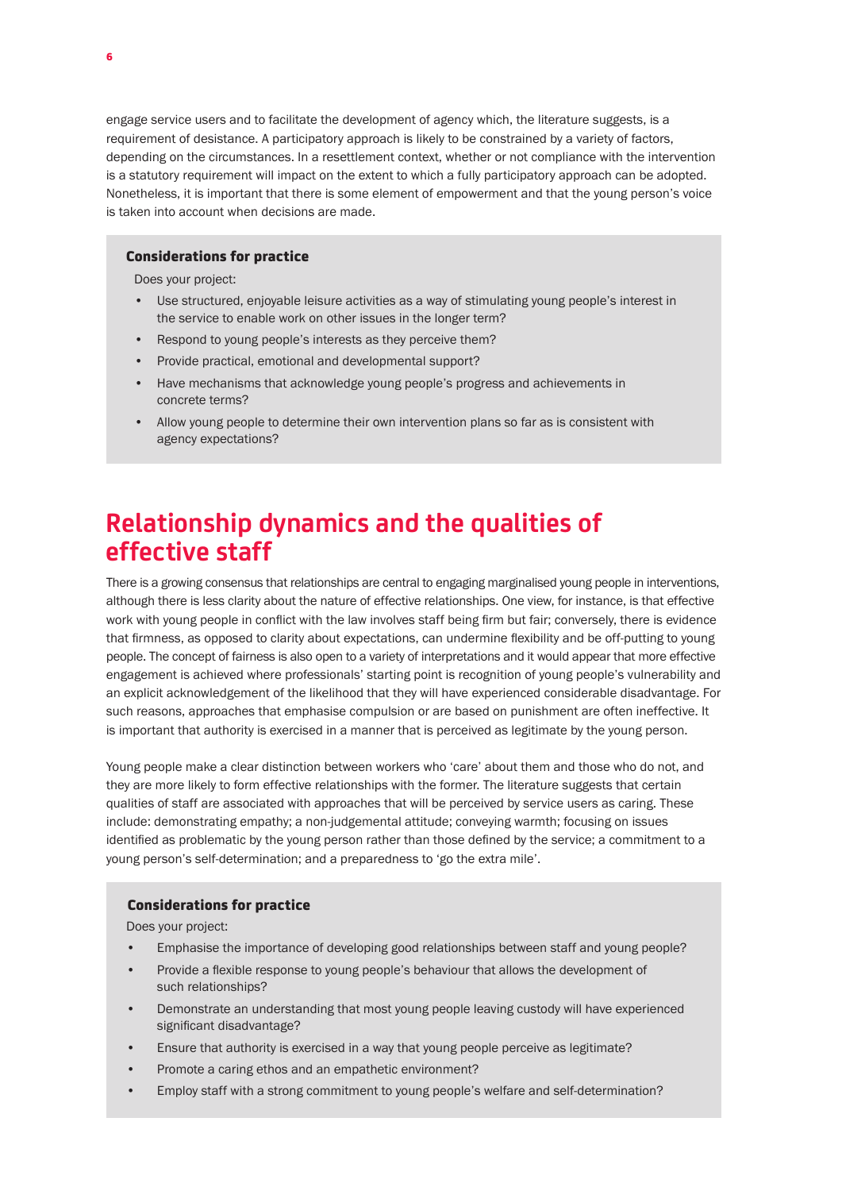engage service users and to facilitate the development of agency which, the literature suggests, is a requirement of desistance. A participatory approach is likely to be constrained by a variety of factors, depending on the circumstances. In a resettlement context, whether or not compliance with the intervention is a statutory requirement will impact on the extent to which a fully participatory approach can be adopted. Nonetheless, it is important that there is some element of empowerment and that the young person's voice is taken into account when decisions are made.

> **Considerations for practice**
>
> Does your project:
>
> - Use structured, enjoyable leisure activities as a way of stimulating young people's interest in the service to enable work on other issues in the longer term?
> - Respond to young people's interests as they perceive them?
> - Provide practical, emotional and developmental support?
> - Have mechanisms that acknowledge young people's progress and achievements in concrete terms?
> - Allow young people to determine their own intervention plans so far as is consistent with agency expectations?

## Relationship dynamics and the qualities of effective staff

There is a growing consensus that relationships are central to engaging marginalised young people in interventions, although there is less clarity about the nature of effective relationships. One view, for instance, is that effective work with young people in conflict with the law involves staff being firm but fair; conversely, there is evidence that firmness, as opposed to clarity about expectations, can undermine flexibility and be off-putting to young people. The concept of fairness is also open to a variety of interpretations and it would appear that more effective engagement is achieved where professionals' starting point is recognition of young people's vulnerability and an explicit acknowledgement of the likelihood that they will have experienced considerable disadvantage. For such reasons, approaches that emphasise compulsion or are based on punishment are often ineffective. It is important that authority is exercised in a manner that is perceived as legitimate by the young person.

Young people make a clear distinction between workers who 'care' about them and those who do not, and they are more likely to form effective relationships with the former. The literature suggests that certain qualities of staff are associated with approaches that will be perceived by service users as caring. These include: demonstrating empathy; a non-judgemental attitude; conveying warmth; focusing on issues identified as problematic by the young person rather than those defined by the service; a commitment to a young person's self-determination; and a preparedness to 'go the extra mile'.

> **Considerations for practice**
>
> Does your project:
>
> - Emphasise the importance of developing good relationships between staff and young people?
> - Provide a flexible response to young people's behaviour that allows the development of such relationships?
> - Demonstrate an understanding that most young people leaving custody will have experienced significant disadvantage?
> - Ensure that authority is exercised in a way that young people perceive as legitimate?
> - Promote a caring ethos and an empathetic environment?
> - Employ staff with a strong commitment to young people's welfare and self-determination?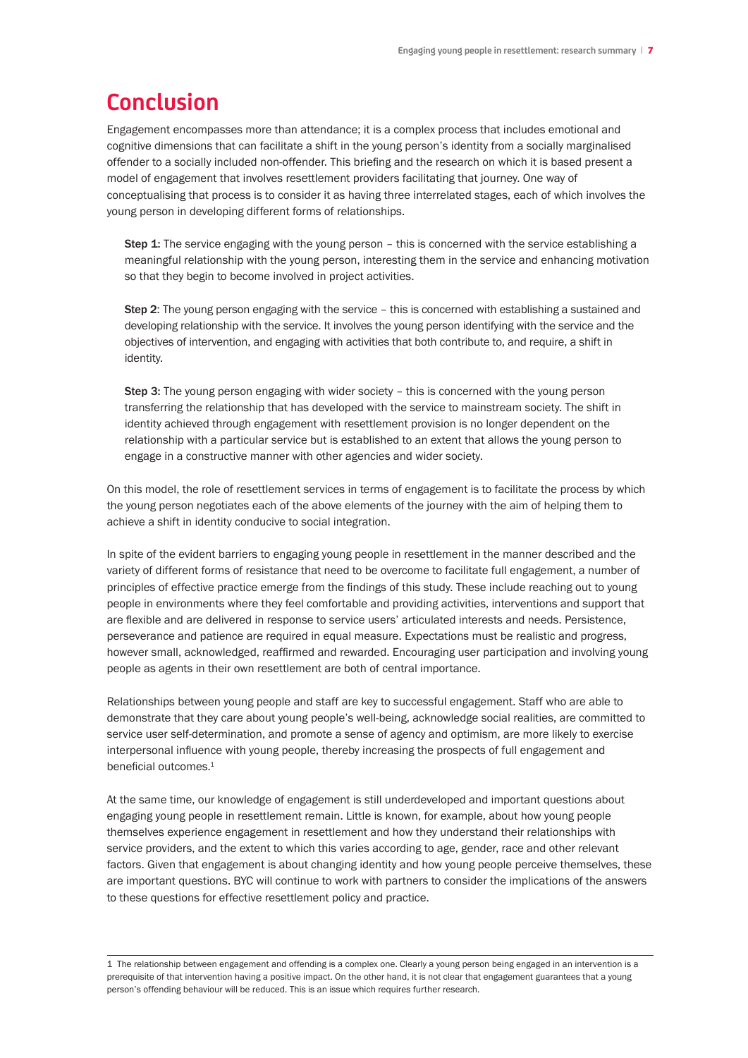# Conclusion

Engagement encompasses more than attendance; it is a complex process that includes emotional and cognitive dimensions that can facilitate a shift in the young person's identity from a socially marginalised offender to a socially included non-offender. This briefing and the research on which it is based present a model of engagement that involves resettlement providers facilitating that journey. One way of conceptualising that process is to consider it as having three interrelated stages, each of which involves the young person in developing different forms of relationships.

> **Step 1:** The service engaging with the young person – this is concerned with the service establishing a meaningful relationship with the young person, interesting them in the service and enhancing motivation so that they begin to become involved in project activities.
>
> **Step 2**: The young person engaging with the service – this is concerned with establishing a sustained and developing relationship with the service. It involves the young person identifying with the service and the objectives of intervention, and engaging with activities that both contribute to, and require, a shift in identity.
>
> **Step 3:** The young person engaging with wider society – this is concerned with the young person transferring the relationship that has developed with the service to mainstream society. The shift in identity achieved through engagement with resettlement provision is no longer dependent on the relationship with a particular service but is established to an extent that allows the young person to engage in a constructive manner with other agencies and wider society.

On this model, the role of resettlement services in terms of engagement is to facilitate the process by which the young person negotiates each of the above elements of the journey with the aim of helping them to achieve a shift in identity conducive to social integration.

In spite of the evident barriers to engaging young people in resettlement in the manner described and the variety of different forms of resistance that need to be overcome to facilitate full engagement, a number of principles of effective practice emerge from the findings of this study. These include reaching out to young people in environments where they feel comfortable and providing activities, interventions and support that are flexible and are delivered in response to service users' articulated interests and needs. Persistence, perseverance and patience are required in equal measure. Expectations must be realistic and progress, however small, acknowledged, reaffirmed and rewarded. Encouraging user participation and involving young people as agents in their own resettlement are both of central importance.

Relationships between young people and staff are key to successful engagement. Staff who are able to demonstrate that they care about young people's well-being, acknowledge social realities, are committed to service user self-determination, and promote a sense of agency and optimism, are more likely to exercise interpersonal influence with young people, thereby increasing the prospects of full engagement and beneficial outcomes.[1]

At the same time, our knowledge of engagement is still underdeveloped and important questions about engaging young people in resettlement remain. Little is known, for example, about how young people themselves experience engagement in resettlement and how they understand their relationships with service providers, and the extent to which this varies according to age, gender, race and other relevant factors. Given that engagement is about changing identity and how young people perceive themselves, these are important questions. BYC will continue to work with partners to consider the implications of the answers to these questions for effective resettlement policy and practice.

---

1 The relationship between engagement and offending is a complex one. Clearly a young person being engaged in an intervention is a prerequisite of that intervention having a positive impact. On the other hand, it is not clear that engagement guarantees that a young person's offending behaviour will be reduced. This is an issue which requires further research.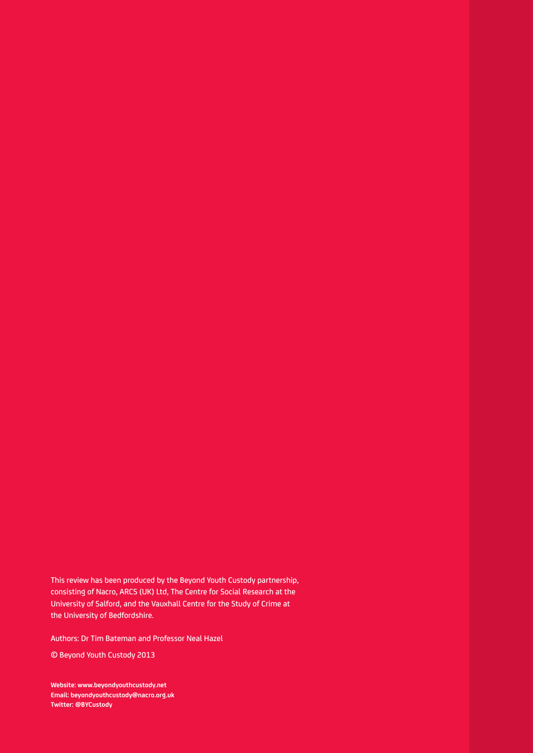This review has been produced by the Beyond Youth Custody partnership, consisting of Nacro, ARCS (UK) Ltd, The Centre for Social Research at the University of Salford, and the Vauxhall Centre for the Study of Crime at the University of Bedfordshire.

Authors: Dr Tim Bateman and Professor Neal Hazel

© Beyond Youth Custody 2013

**Website: www.beyondyouthcustody.net**
**Email: beyondyouthcustody@nacro.org.uk**
**Twitter: @BYCustody**